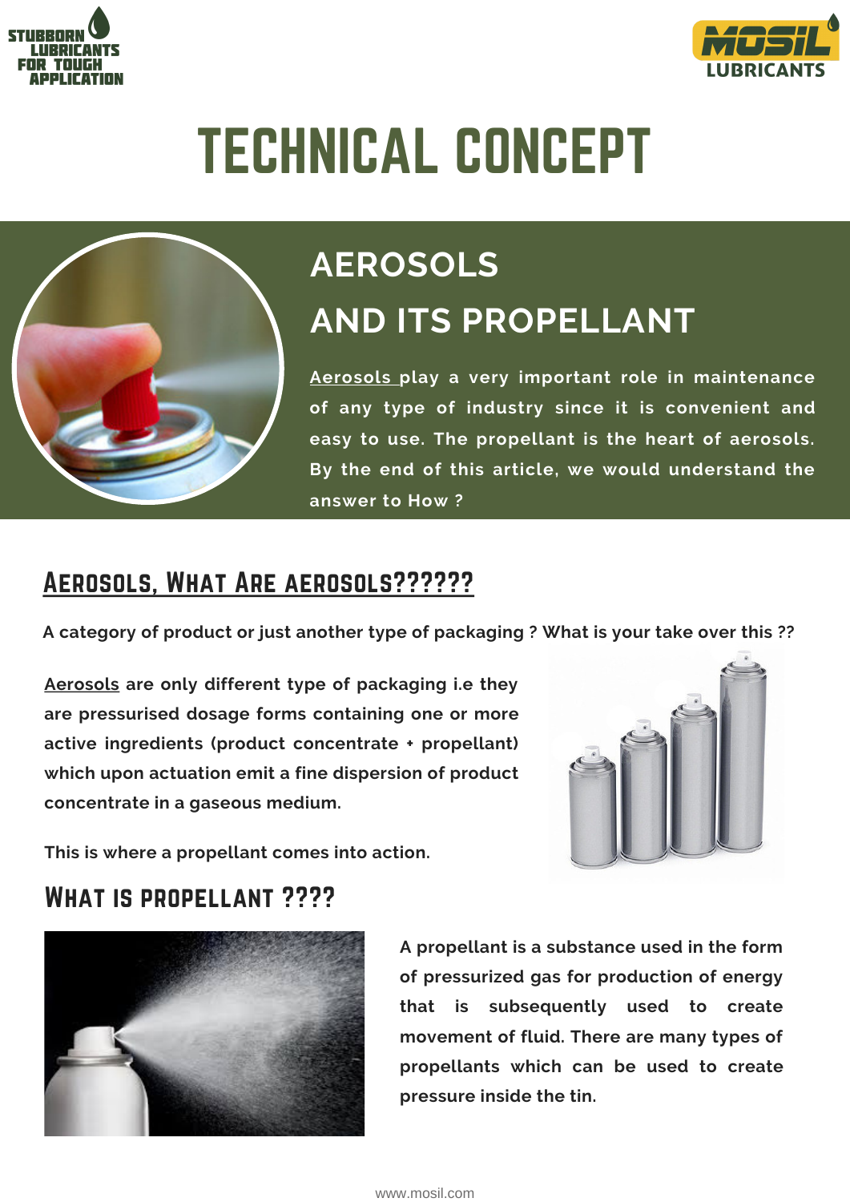STUBBORN LUBRICANTS FOR TOUGH APPLICATION

MOSIL LUBRICANTS

# TECHNICAL CONCEPT

## AEROSOLS AND ITS PROPELLANT

Aerosols play a very important role in maintenance of any type of industry since it is convenient and easy to use. The propellant is the heart of aerosols. By the end of this article, we would understand the answer to How ?

## AEROSOLS, WHAT ARE AEROSOLS??????

**A category of product or just another type of packaging ? What is your take over this ??**

**Aerosols are only different type of packaging i.e they are pressurised dosage forms containing one or more active ingredients (product concentrate + propellant) which upon actuation emit a fine dispersion of product concentrate in a gaseous medium.**

**This is where a propellant comes into action.**

## WHAT IS PROPELLANT ????

**A propellant is a substance used in the form of pressurized gas for production of energy that is subsequently used to create movement of fluid. There are many types of propellants which can be used to create pressure inside the tin.**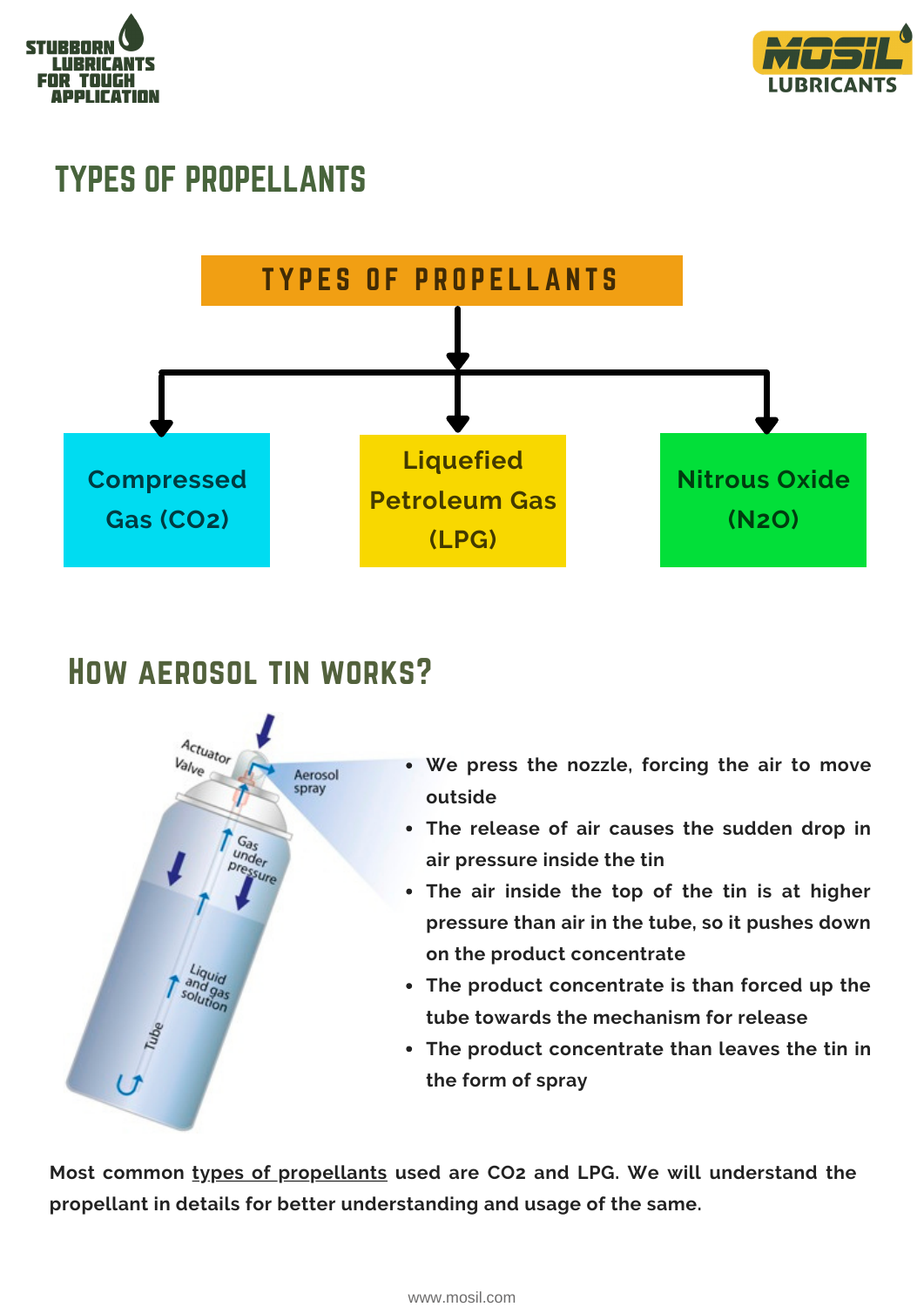## TYPES OF PROPELLANTS

**TYPES OF PROPELLANTS**

- Compressed Gas ($CO_2$)
- Liquefied Petroleum Gas (LPG)
- Nitrous Oxide ($N_2O$)

## How aerosol tin works?

- We press the nozzle, forcing the air to move outside
- The release of air causes the sudden drop in air pressure inside the tin
- The air inside the top of the tin is at higher pressure than air in the tube, so it pushes down on the product concentrate
- The product concentrate is than forced up the tube towards the mechanism for release
- The product concentrate than leaves the tin in the form of spray

**Most common types of propellants used are $CO_2$ and LPG. We will understand the propellant in details for better understanding and usage of the same.**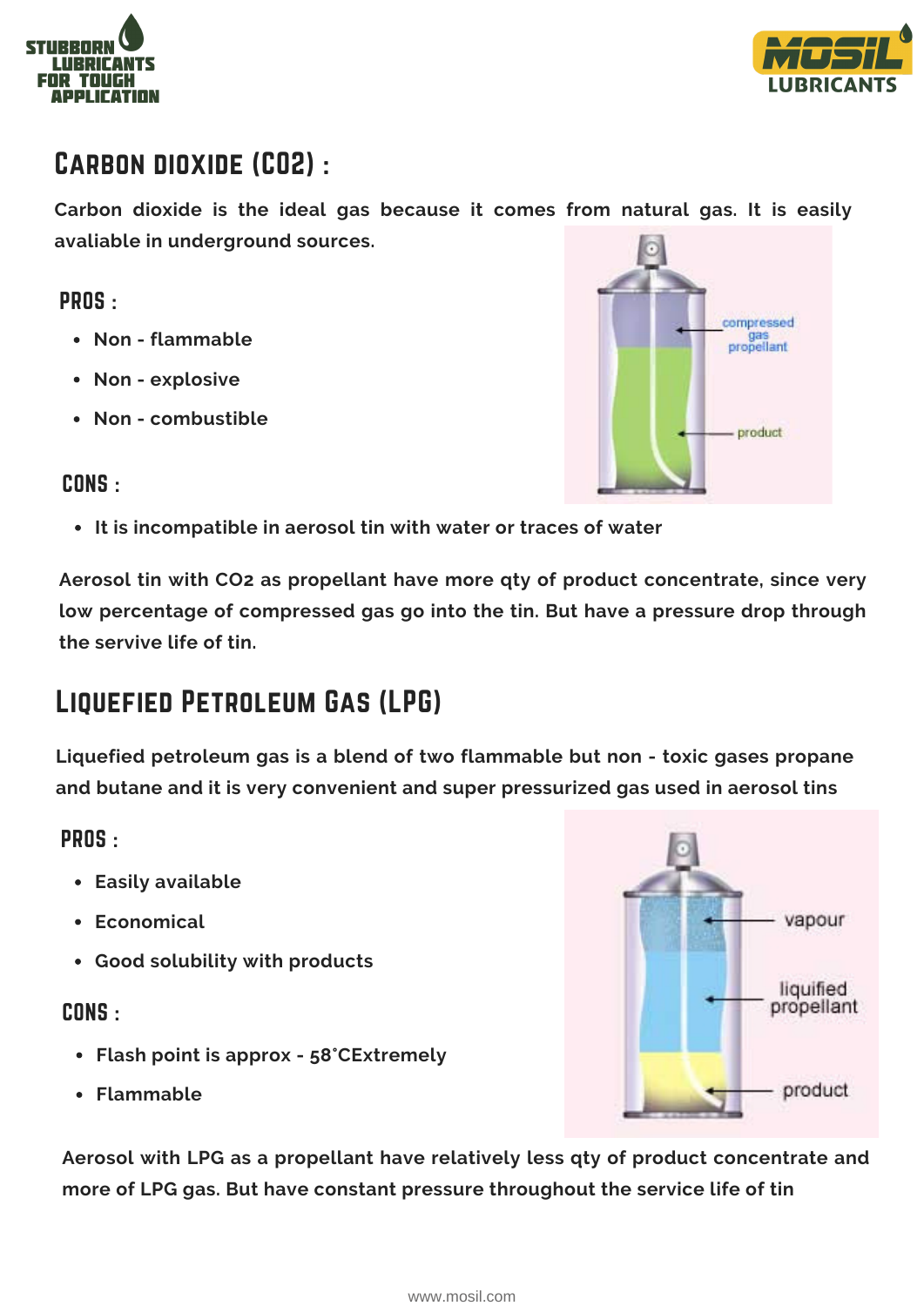## Carbon dioxide ($CO_2$) :

Carbon dioxide is the ideal gas because it comes from natural gas. It is easily avaliable in underground sources.

### PROS :

- Non - flammable
- Non - explosive
- Non - combustible

### CONS :

- It is incompatible in aerosol tin with water or traces of water

Aerosol tin with $CO_2$ as propellant have more qty of product concentrate, since very low percentage of compressed gas go into the tin. But have a pressure drop through the servive life of tin.

## Liquefied Petroleum Gas (LPG)

Liquefied petroleum gas is a blend of two flammable but non - toxic gases propane and butane and it is very convenient and super pressurized gas used in aerosol tins

### PROS :

- Easily available
- Economical
- Good solubility with products

### CONS :

- Flash point is approx - 58˚CExtremely
- Flammable

Aerosol with LPG as a propellant have relatively less qty of product concentrate and more of LPG gas. But have constant pressure throughout the service life of tin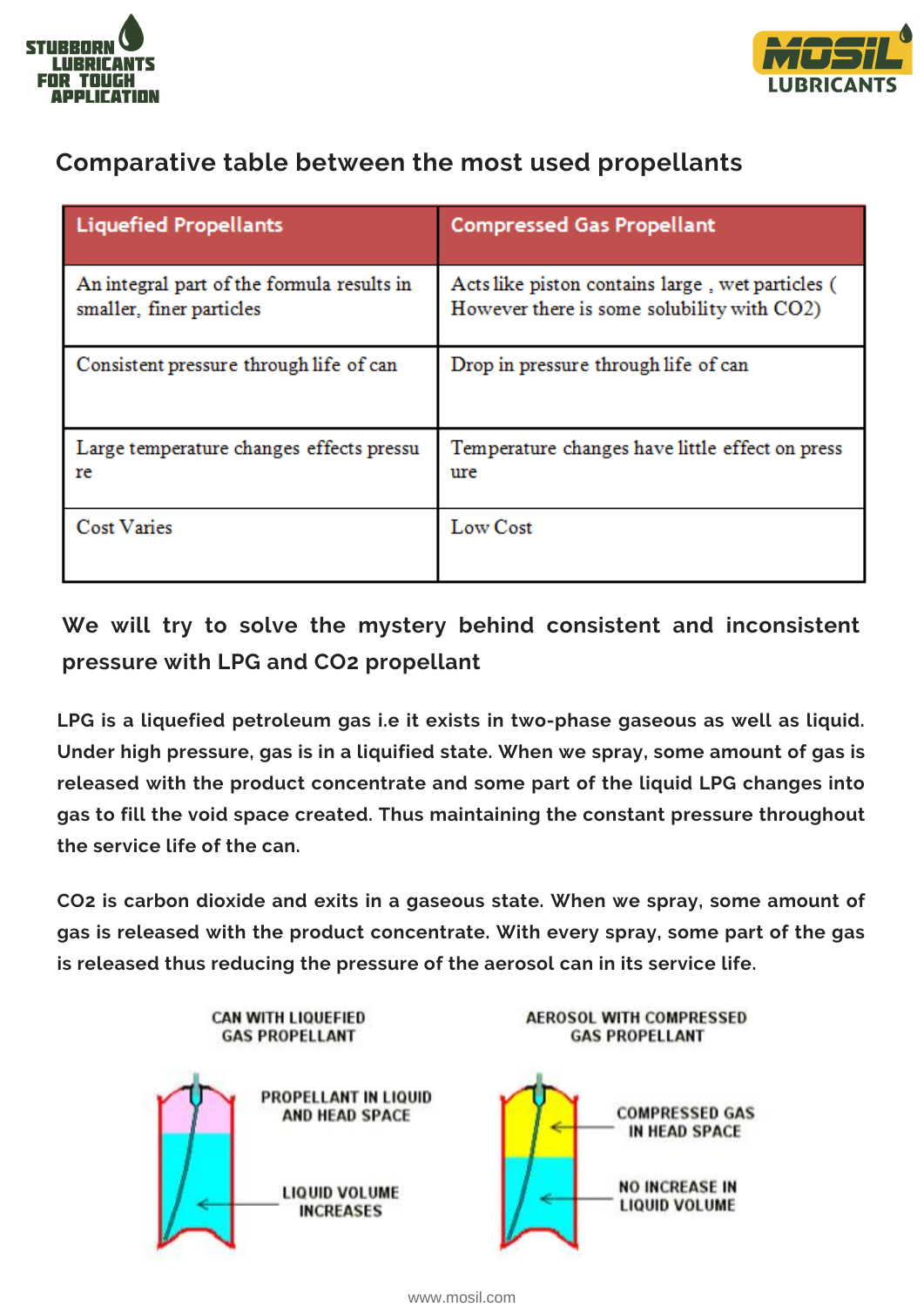## Comparative table between the most used propellants

| Liquefied Propellants | Compressed Gas Propellant |
|---|---|
| An integral part of the formula results in smaller, finer particles | Acts like piston contains large , wet particles ( However there is some solubility with CO2) |
| Consistent pressure through life of can | Drop in pressure through life of can |
| Large temperature changes effects pressu re | Temperature changes have little effect on press ure |
| Cost Varies | Low Cost |

### We will try to solve the mystery behind consistent and inconsistent pressure with LPG and $CO_2$ propellant

**LPG is a liquefied petroleum gas i.e it exists in two-phase gaseous as well as liquid. Under high pressure, gas is in a liquified state. When we spray, some amount of gas is released with the product concentrate and some part of the liquid LPG changes into gas to fill the void space created. Thus maintaining the constant pressure throughout the service life of the can.**

**$CO_2$ is carbon dioxide and exits in a gaseous state. When we spray, some amount of gas is released with the product concentrate. With every spray, some part of the gas is released thus reducing the pressure of the aerosol can in its service life.**

CAN WITH LIQUEFIED GAS PROPELLANT

PROPELLANT IN LIQUID AND HEAD SPACE

LIQUID VOLUME INCREASES

AEROSOL WITH COMPRESSED GAS PROPELLANT

COMPRESSED GAS IN HEAD SPACE

NO INCREASE IN LIQUID VOLUME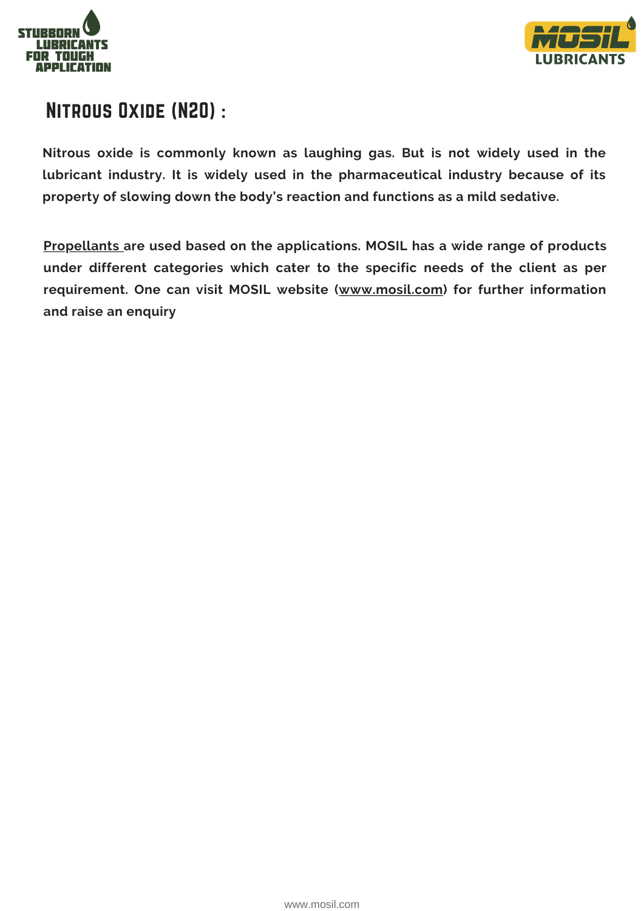## Nitrous Oxide (N2O) :

**Nitrous oxide is commonly known as laughing gas. But is not widely used in the lubricant industry. It is widely used in the pharmaceutical industry because of its property of slowing down the body's reaction and functions as a mild sedative.**

**Propellants are used based on the applications. MOSIL has a wide range of products under different categories which cater to the specific needs of the client as per requirement. One can visit MOSIL website (www.mosil.com) for further information and raise an enquiry**